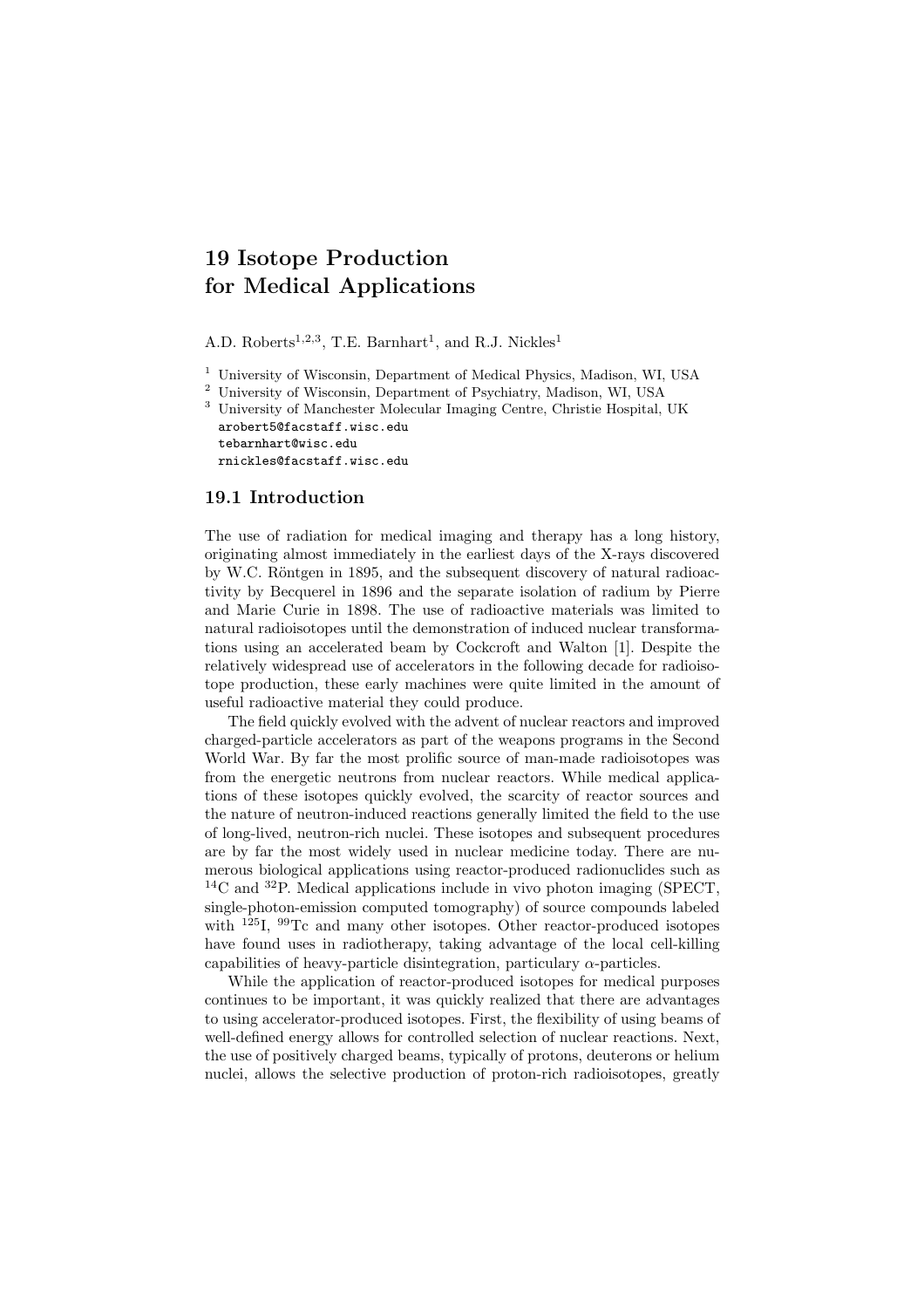# 19 Isotope Production for Medical Applications

A.D. Roberts[1,2,3], T.E. Barnhart[1], and R.J. Nickles[1]

[1] University of Wisconsin, Department of Medical Physics, Madison, WI, USA
[2] University of Wisconsin, Department of Psychiatry, Madison, WI, USA
[3] University of Manchester Molecular Imaging Centre, Christie Hospital, UK

arobert5@facstaff.wisc.edu
tebarnhart@wisc.edu
rnickles@facstaff.wisc.edu

## 19.1 Introduction

The use of radiation for medical imaging and therapy has a long history, originating almost immediately in the earliest days of the X-rays discovered by W.C. Röntgen in 1895, and the subsequent discovery of natural radioactivity by Becquerel in 1896 and the separate isolation of radium by Pierre and Marie Curie in 1898. The use of radioactive materials was limited to natural radioisotopes until the demonstration of induced nuclear transformations using an accelerated beam by Cockcroft and Walton [1]. Despite the relatively widespread use of accelerators in the following decade for radioisotope production, these early machines were quite limited in the amount of useful radioactive material they could produce.

The field quickly evolved with the advent of nuclear reactors and improved charged-particle accelerators as part of the weapons programs in the Second World War. By far the most prolific source of man-made radioisotopes was from the energetic neutrons from nuclear reactors. While medical applications of these isotopes quickly evolved, the scarcity of reactor sources and the nature of neutron-induced reactions generally limited the field to the use of long-lived, neutron-rich nuclei. These isotopes and subsequent procedures are by far the most widely used in nuclear medicine today. There are numerous biological applications using reactor-produced radionuclides such as $^{14}$C and $^{32}$P. Medical applications include in vivo photon imaging (SPECT, single-photon-emission computed tomography) of source compounds labeled with $^{125}$I, $^{99}$Tc and many other isotopes. Other reactor-produced isotopes have found uses in radiotherapy, taking advantage of the local cell-killing capabilities of heavy-particle disintegration, particulary $\alpha$-particles.

While the application of reactor-produced isotopes for medical purposes continues to be important, it was quickly realized that there are advantages to using accelerator-produced isotopes. First, the flexibility of using beams of well-defined energy allows for controlled selection of nuclear reactions. Next, the use of positively charged beams, typically of protons, deuterons or helium nuclei, allows the selective production of proton-rich radioisotopes, greatly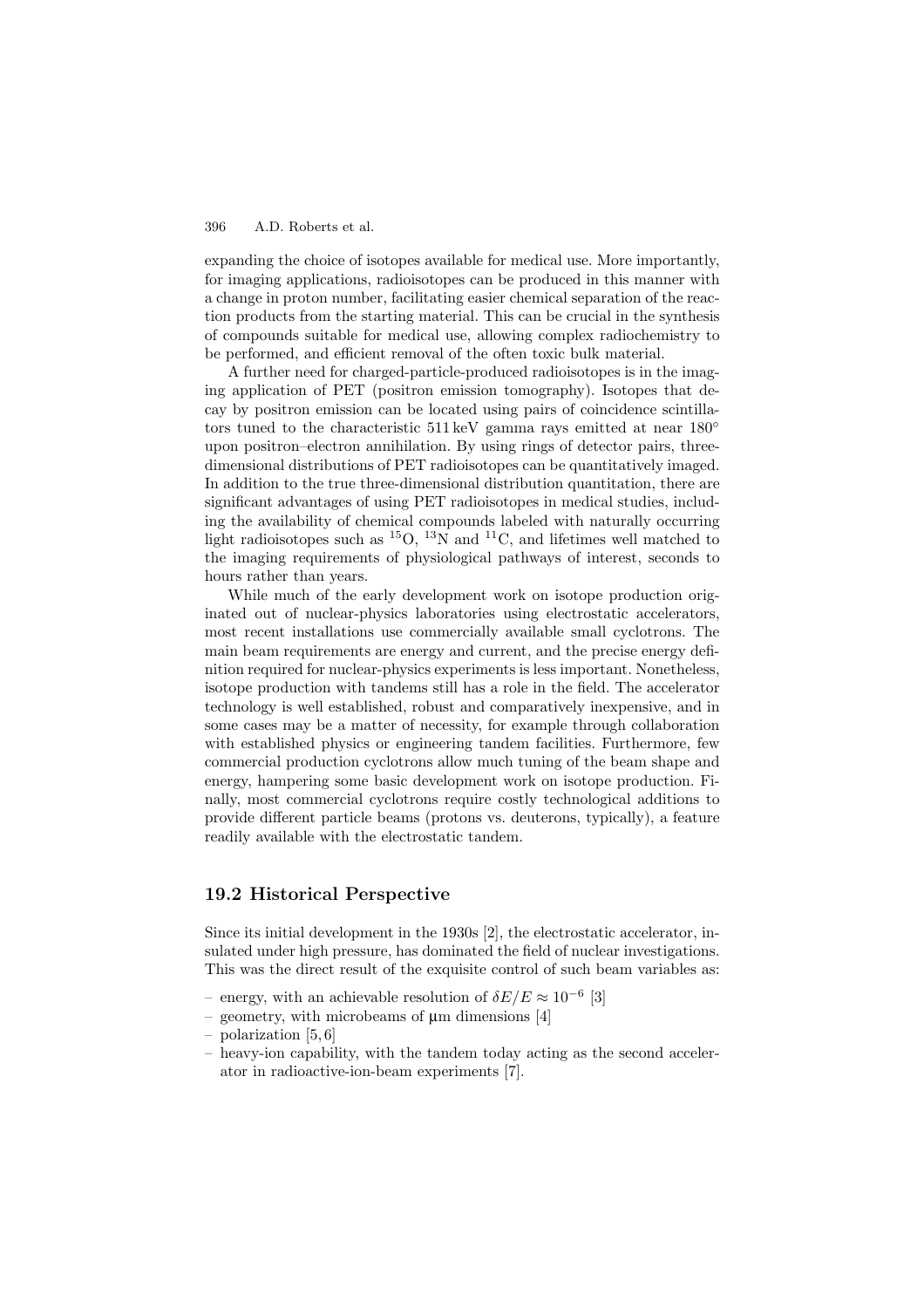expanding the choice of isotopes available for medical use. More importantly, for imaging applications, radioisotopes can be produced in this manner with a change in proton number, facilitating easier chemical separation of the reaction products from the starting material. This can be crucial in the synthesis of compounds suitable for medical use, allowing complex radiochemistry to be performed, and efficient removal of the often toxic bulk material.

A further need for charged-particle-produced radioisotopes is in the imaging application of PET (positron emission tomography). Isotopes that decay by positron emission can be located using pairs of coincidence scintillators tuned to the characteristic 511 keV gamma rays emitted at near 180° upon positron–electron annihilation. By using rings of detector pairs, three-dimensional distributions of PET radioisotopes can be quantitatively imaged. In addition to the true three-dimensional distribution quantitation, there are significant advantages of using PET radioisotopes in medical studies, including the availability of chemical compounds labeled with naturally occurring light radioisotopes such as $^{15}O$, $^{13}N$ and $^{11}C$, and lifetimes well matched to the imaging requirements of physiological pathways of interest, seconds to hours rather than years.

While much of the early development work on isotope production originated out of nuclear-physics laboratories using electrostatic accelerators, most recent installations use commercially available small cyclotrons. The main beam requirements are energy and current, and the precise energy definition required for nuclear-physics experiments is less important. Nonetheless, isotope production with tandems still has a role in the field. The accelerator technology is well established, robust and comparatively inexpensive, and in some cases may be a matter of necessity, for example through collaboration with established physics or engineering tandem facilities. Furthermore, few commercial production cyclotrons allow much tuning of the beam shape and energy, hampering some basic development work on isotope production. Finally, most commercial cyclotrons require costly technological additions to provide different particle beams (protons vs. deuterons, typically), a feature readily available with the electrostatic tandem.

## 19.2 Historical Perspective

Since its initial development in the 1930s [2], the electrostatic accelerator, insulated under high pressure, has dominated the field of nuclear investigations. This was the direct result of the exquisite control of such beam variables as:

- energy, with an achievable resolution of $\delta E/E \approx 10^{-6}$ [3]
- geometry, with microbeams of μm dimensions [4]
- polarization [5, 6]
- heavy-ion capability, with the tandem today acting as the second accelerator in radioactive-ion-beam experiments [7].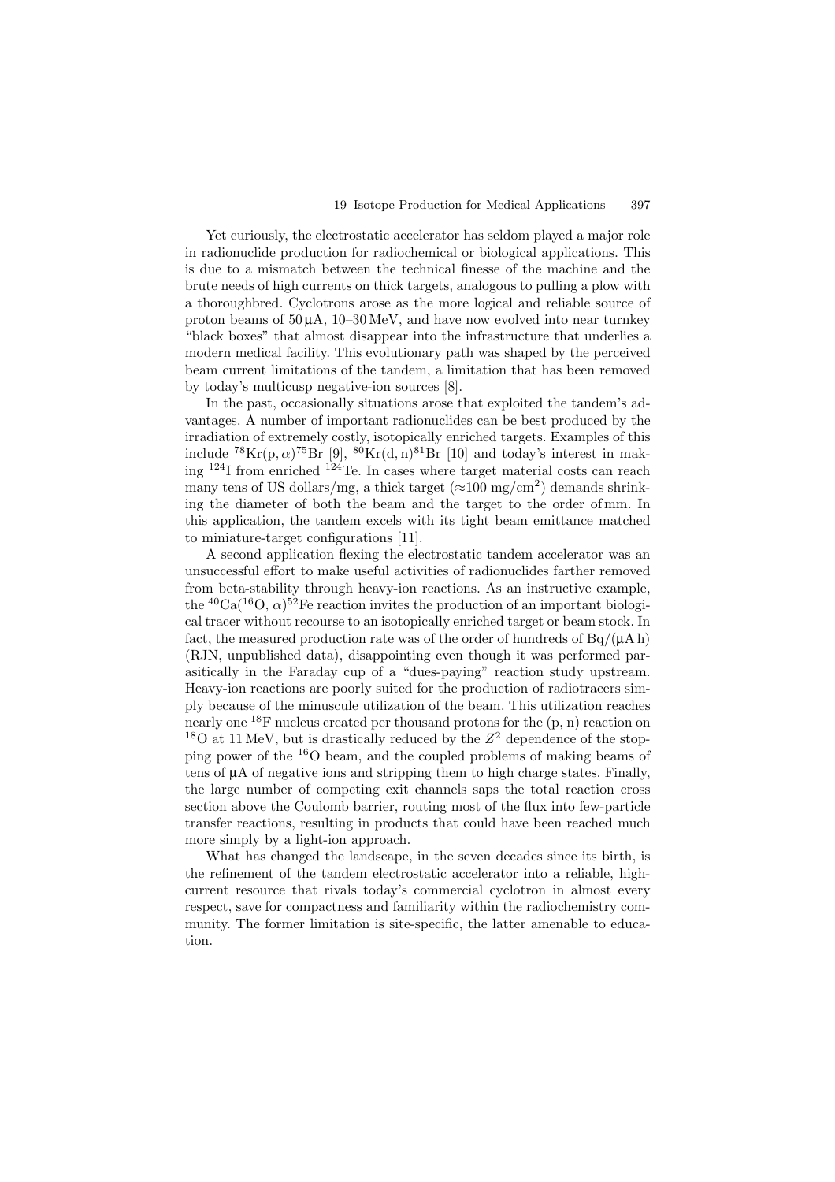Yet curiously, the electrostatic accelerator has seldom played a major role in radionuclide production for radiochemical or biological applications. This is due to a mismatch between the technical finesse of the machine and the brute needs of high currents on thick targets, analogous to pulling a plow with a thoroughbred. Cyclotrons arose as the more logical and reliable source of proton beams of 50 μA, 10–30 MeV, and have now evolved into near turnkey "black boxes" that almost disappear into the infrastructure that underlies a modern medical facility. This evolutionary path was shaped by the perceived beam current limitations of the tandem, a limitation that has been removed by today's multicusp negative-ion sources [8].

In the past, occasionally situations arose that exploited the tandem's advantages. A number of important radionuclides can be best produced by the irradiation of extremely costly, isotopically enriched targets. Examples of this include $^{78}$Kr(p, α)$^{75}$Br [9], $^{80}$Kr(d, n)$^{81}$Br [10] and today's interest in making $^{124}$I from enriched $^{124}$Te. In cases where target material costs can reach many tens of US dollars/mg, a thick target (≈100 mg/cm$^2$) demands shrinking the diameter of both the beam and the target to the order of mm. In this application, the tandem excels with its tight beam emittance matched to miniature-target configurations [11].

A second application flexing the electrostatic tandem accelerator was an unsuccessful effort to make useful activities of radionuclides farther removed from beta-stability through heavy-ion reactions. As an instructive example, the $^{40}$Ca($^{16}$O, α)$^{52}$Fe reaction invites the production of an important biological tracer without recourse to an isotopically enriched target or beam stock. In fact, the measured production rate was of the order of hundreds of Bq/(μA h) (RJN, unpublished data), disappointing even though it was performed parasitically in the Faraday cup of a "dues-paying" reaction study upstream. Heavy-ion reactions are poorly suited for the production of radiotracers simply because of the minuscule utilization of the beam. This utilization reaches nearly one $^{18}$F nucleus created per thousand protons for the (p, n) reaction on $^{18}$O at 11 MeV, but is drastically reduced by the $Z^2$ dependence of the stopping power of the $^{16}$O beam, and the coupled problems of making beams of tens of μA of negative ions and stripping them to high charge states. Finally, the large number of competing exit channels saps the total reaction cross section above the Coulomb barrier, routing most of the flux into few-particle transfer reactions, resulting in products that could have been reached much more simply by a light-ion approach.

What has changed the landscape, in the seven decades since its birth, is the refinement of the tandem electrostatic accelerator into a reliable, high-current resource that rivals today's commercial cyclotron in almost every respect, save for compactness and familiarity within the radiochemistry community. The former limitation is site-specific, the latter amenable to education.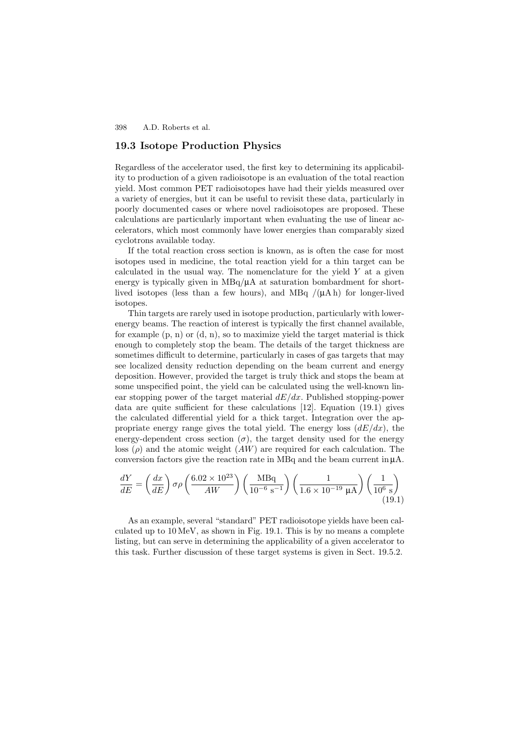## 19.3 Isotope Production Physics

Regardless of the accelerator used, the first key to determining its applicability to production of a given radioisotope is an evaluation of the total reaction yield. Most common PET radioisotopes have had their yields measured over a variety of energies, but it can be useful to revisit these data, particularly in poorly documented cases or where novel radioisotopes are proposed. These calculations are particularly important when evaluating the use of linear accelerators, which most commonly have lower energies than comparably sized cyclotrons available today.

If the total reaction cross section is known, as is often the case for most isotopes used in medicine, the total reaction yield for a thin target can be calculated in the usual way. The nomenclature for the yield $Y$ at a given energy is typically given in MBq/μA at saturation bombardment for short-lived isotopes (less than a few hours), and MBq /(μA h) for longer-lived isotopes.

Thin targets are rarely used in isotope production, particularly with lower-energy beams. The reaction of interest is typically the first channel available, for example (p, n) or (d, n), so to maximize yield the target material is thick enough to completely stop the beam. The details of the target thickness are sometimes difficult to determine, particularly in cases of gas targets that may see localized density reduction depending on the beam current and energy deposition. However, provided the target is truly thick and stops the beam at some unspecified point, the yield can be calculated using the well-known linear stopping power of the target material $dE/dx$. Published stopping-power data are quite sufficient for these calculations [12]. Equation (19.1) gives the calculated differential yield for a thick target. Integration over the appropriate energy range gives the total yield. The energy loss ($dE/dx$), the energy-dependent cross section ($\sigma$), the target density used for the energy loss ($\rho$) and the atomic weight ($AW$) are required for each calculation. The conversion factors give the reaction rate in MBq and the beam current in μA.

$$\frac{dY}{dE} = \left(\frac{dx}{dE}\right)\sigma\rho\left(\frac{6.02\times10^{23}}{AW}\right)\left(\frac{\text{MBq}}{10^{-6}\ \text{s}^{-1}}\right)\left(\frac{1}{1.6\times10^{-19}\ \mu\text{A}}\right)\left(\frac{1}{10^{6}\ \text{s}}\right) \tag{19.1}$$

As an example, several "standard" PET radioisotope yields have been calculated up to 10 MeV, as shown in Fig. 19.1. This is by no means a complete listing, but can serve in determining the applicability of a given accelerator to this task. Further discussion of these target systems is given in Sect. 19.5.2.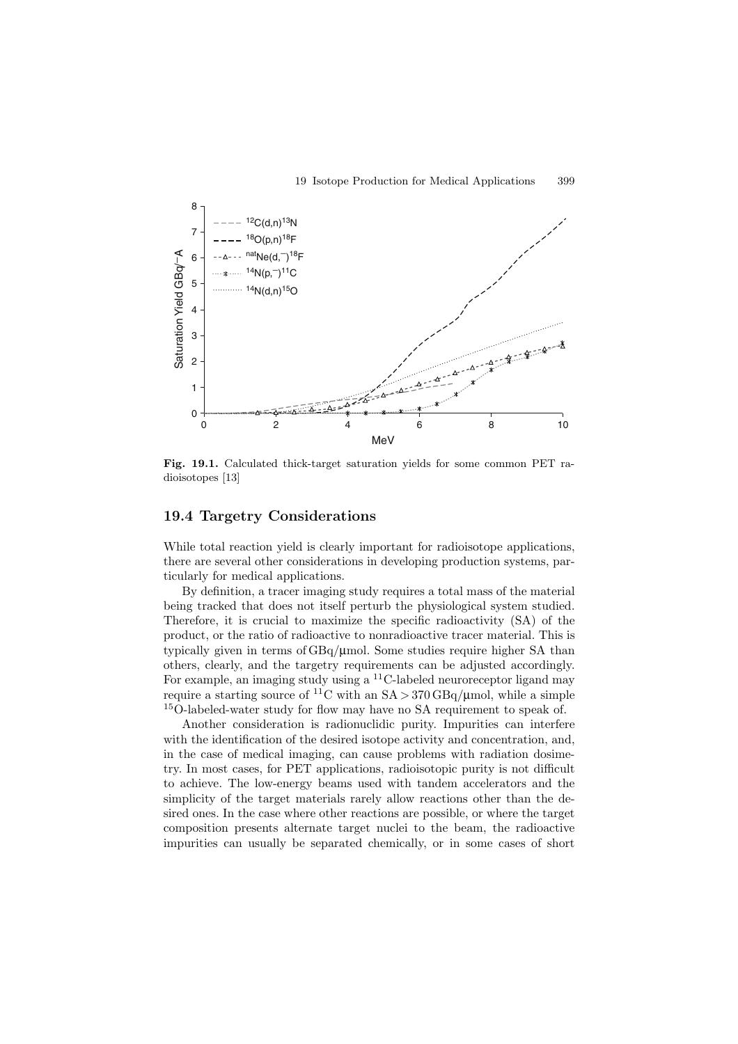Fig. 19.1. Calculated thick-target saturation yields for some common PET radioisotopes [13]

## 19.4 Targetry Considerations

While total reaction yield is clearly important for radioisotope applications, there are several other considerations in developing production systems, particularly for medical applications.

By definition, a tracer imaging study requires a total mass of the material being tracked that does not itself perturb the physiological system studied. Therefore, it is crucial to maximize the specific radioactivity (SA) of the product, or the ratio of radioactive to nonradioactive tracer material. This is typically given in terms of GBq/μmol. Some studies require higher SA than others, clearly, and the targetry requirements can be adjusted accordingly. For example, an imaging study using a $^{11}$C-labeled neuroreceptor ligand may require a starting source of $^{11}$C with an SA $> 370$ GBq/μmol, while a simple $^{15}$O-labeled-water study for flow may have no SA requirement to speak of.

Another consideration is radionuclidic purity. Impurities can interfere with the identification of the desired isotope activity and concentration, and, in the case of medical imaging, can cause problems with radiation dosimetry. In most cases, for PET applications, radioisotopic purity is not difficult to achieve. The low-energy beams used with tandem accelerators and the simplicity of the target materials rarely allow reactions other than the desired ones. In the case where other reactions are possible, or where the target composition presents alternate target nuclei to the beam, the radioactive impurities can usually be separated chemically, or in some cases of short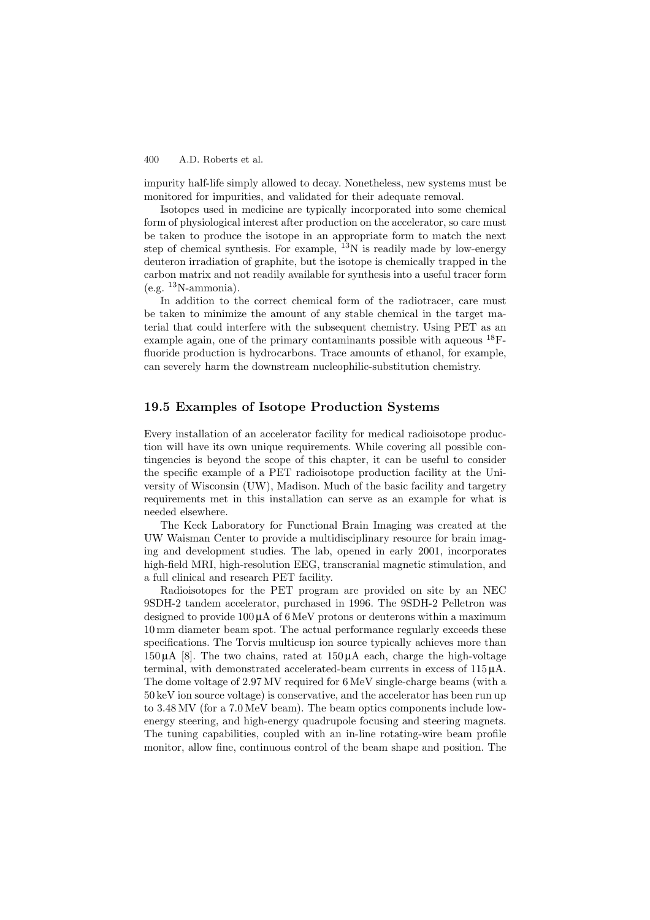impurity half-life simply allowed to decay. Nonetheless, new systems must be monitored for impurities, and validated for their adequate removal.

Isotopes used in medicine are typically incorporated into some chemical form of physiological interest after production on the accelerator, so care must be taken to produce the isotope in an appropriate form to match the next step of chemical synthesis. For example, $^{13}$N is readily made by low-energy deuteron irradiation of graphite, but the isotope is chemically trapped in the carbon matrix and not readily available for synthesis into a useful tracer form (e.g. $^{13}$N-ammonia).

In addition to the correct chemical form of the radiotracer, care must be taken to minimize the amount of any stable chemical in the target material that could interfere with the subsequent chemistry. Using PET as an example again, one of the primary contaminants possible with aqueous $^{18}$F-fluoride production is hydrocarbons. Trace amounts of ethanol, for example, can severely harm the downstream nucleophilic-substitution chemistry.

## 19.5 Examples of Isotope Production Systems

Every installation of an accelerator facility for medical radioisotope production will have its own unique requirements. While covering all possible contingencies is beyond the scope of this chapter, it can be useful to consider the specific example of a PET radioisotope production facility at the University of Wisconsin (UW), Madison. Much of the basic facility and targetry requirements met in this installation can serve as an example for what is needed elsewhere.

The Keck Laboratory for Functional Brain Imaging was created at the UW Waisman Center to provide a multidisciplinary resource for brain imaging and development studies. The lab, opened in early 2001, incorporates high-field MRI, high-resolution EEG, transcranial magnetic stimulation, and a full clinical and research PET facility.

Radioisotopes for the PET program are provided on site by an NEC 9SDH-2 tandem accelerator, purchased in 1996. The 9SDH-2 Pelletron was designed to provide 100 µA of 6 MeV protons or deuterons within a maximum 10 mm diameter beam spot. The actual performance regularly exceeds these specifications. The Torvis multicusp ion source typically achieves more than 150 µA [8]. The two chains, rated at 150 µA each, charge the high-voltage terminal, with demonstrated accelerated-beam currents in excess of 115 µA. The dome voltage of 2.97 MV required for 6 MeV single-charge beams (with a 50 keV ion source voltage) is conservative, and the accelerator has been run up to 3.48 MV (for a 7.0 MeV beam). The beam optics components include low-energy steering, and high-energy quadrupole focusing and steering magnets. The tuning capabilities, coupled with an in-line rotating-wire beam profile monitor, allow fine, continuous control of the beam shape and position. The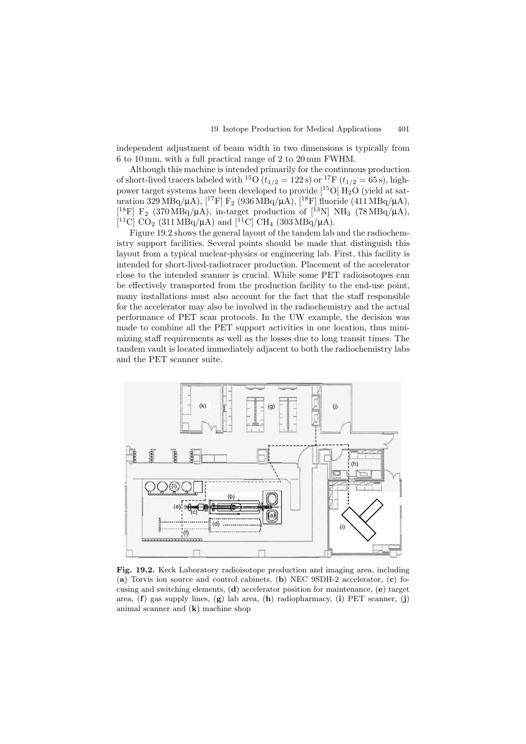independent adjustment of beam width in two dimensions is typically from 6 to 10 mm, with a full practical range of 2 to 20 mm FWHM.

Although this machine is intended primarily for the continuous production of short-lived tracers labeled with $^{15}O$ ($t_{1/2} = 122$ s) or $^{17}F$ ($t_{1/2} = 65$ s), high-power target systems have been developed to provide [$^{15}O$] $H_2O$ (yield at saturation 329 MBq/μA), [$^{17}F$] $F_2$ (936 MBq/μA), [$^{18}F$] fluoride (411 MBq/μA), [$^{18}F$] $F_2$ (370 MBq/μA), in-target production of [$^{13}N$] $NH_3$ (78 MBq/μA), [$^{11}C$] $CO_2$ (311 MBq/μA) and [$^{11}C$] $CH_4$ (303 MBq/μA).

Figure 19.2 shows the general layout of the tandem lab and the radiochemistry support facilities. Several points should be made that distinguish this layout from a typical nuclear-physics or engineering lab. First, this facility is intended for short-lived-radiotracer production. Placement of the accelerator close to the intended scanner is crucial. While some PET radioisotopes can be effectively transported from the production facility to the end-use point, many installations must also account for the fact that the staff responsible for the accelerator may also be involved in the radiochemistry and the actual performance of PET scan protocols. In the UW example, the decision was made to combine all the PET support activities in one location, thus minimizing staff requirements as well as the losses due to long transit times. The tandem vault is located immediately adjacent to both the radiochemistry labs and the PET scanner suite.

**Fig. 19.2.** Keck Laboratory radioisotope production and imaging area, including (**a**) Torvis ion source and control cabinets, (**b**) NEC 9SDH-2 accelerator, (**c**) focusing and switching elements, (**d**) accelerator position for maintenance, (**e**) target area, (**f**) gas supply lines, (**g**) lab area, (**h**) radiopharmacy, (**i**) PET scanner, (**j**) animal scanner and (**k**) machine shop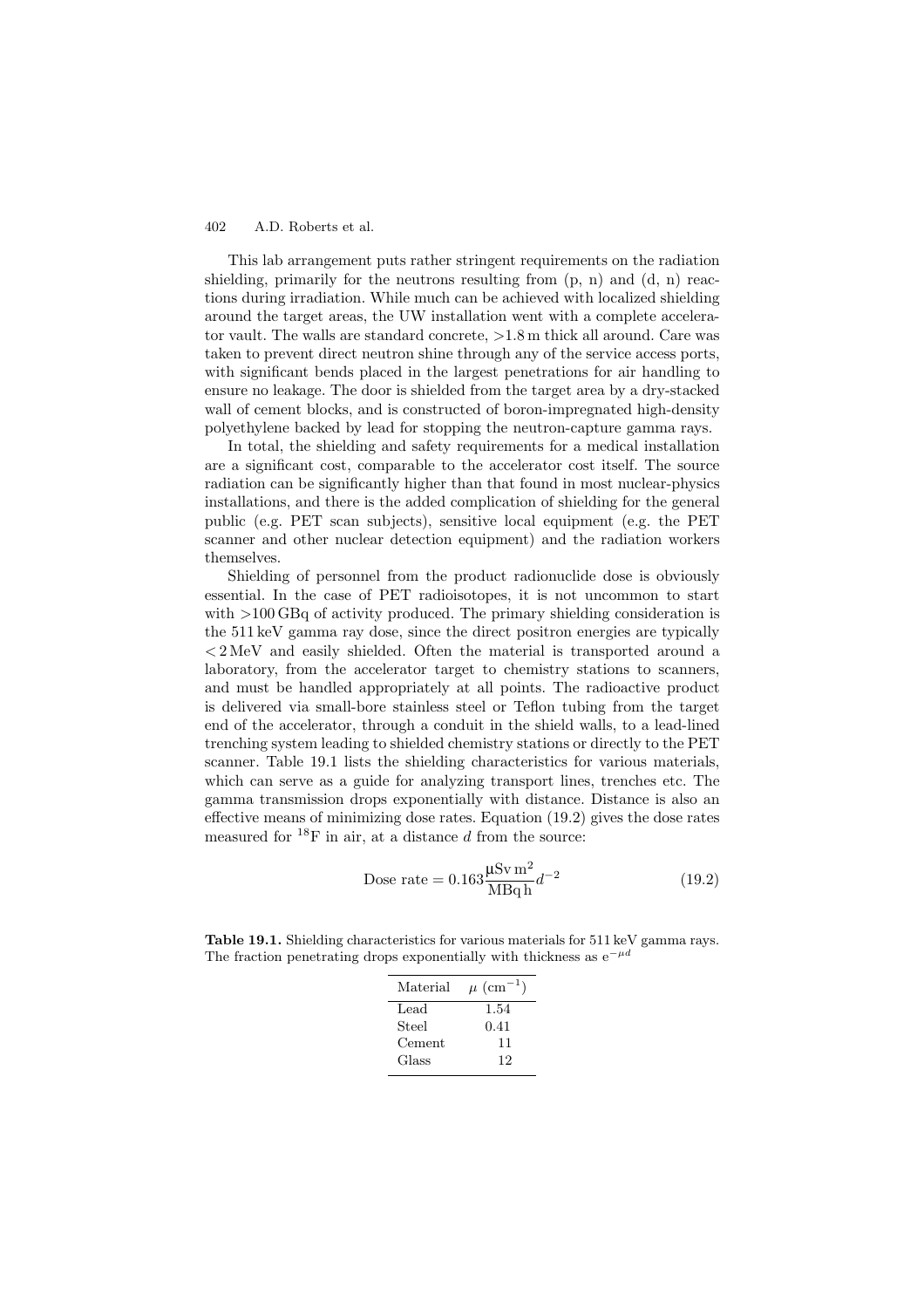This lab arrangement puts rather stringent requirements on the radiation shielding, primarily for the neutrons resulting from (p, n) and (d, n) reactions during irradiation. While much can be achieved with localized shielding around the target areas, the UW installation went with a complete accelerator vault. The walls are standard concrete, >1.8 m thick all around. Care was taken to prevent direct neutron shine through any of the service access ports, with significant bends placed in the largest penetrations for air handling to ensure no leakage. The door is shielded from the target area by a dry-stacked wall of cement blocks, and is constructed of boron-impregnated high-density polyethylene backed by lead for stopping the neutron-capture gamma rays.

In total, the shielding and safety requirements for a medical installation are a significant cost, comparable to the accelerator cost itself. The source radiation can be significantly higher than that found in most nuclear-physics installations, and there is the added complication of shielding for the general public (e.g. PET scan subjects), sensitive local equipment (e.g. the PET scanner and other nuclear detection equipment) and the radiation workers themselves.

Shielding of personnel from the product radionuclide dose is obviously essential. In the case of PET radioisotopes, it is not uncommon to start with >100 GBq of activity produced. The primary shielding consideration is the 511 keV gamma ray dose, since the direct positron energies are typically < 2 MeV and easily shielded. Often the material is transported around a laboratory, from the accelerator target to chemistry stations to scanners, and must be handled appropriately at all points. The radioactive product is delivered via small-bore stainless steel or Teflon tubing from the target end of the accelerator, through a conduit in the shield walls, to a lead-lined trenching system leading to shielded chemistry stations or directly to the PET scanner. Table 19.1 lists the shielding characteristics for various materials, which can serve as a guide for analyzing transport lines, trenches etc. The gamma transmission drops exponentially with distance. Distance is also an effective means of minimizing dose rates. Equation (19.2) gives the dose rates measured for $^{18}$F in air, at a distance $d$ from the source:

$$\text{Dose rate} = 0.163 \frac{\mu\text{Sv m}^2}{\text{MBq h}} d^{-2} \tag{19.2}$$

**Table 19.1.** Shielding characteristics for various materials for 511 keV gamma rays. The fraction penetrating drops exponentially with thickness as $e^{-\mu d}$

| Material | $\mu$ (cm$^{-1}$) |
|---|---|
| Lead | 1.54 |
| Steel | 0.41 |
| Cement | 11 |
| Glass | 12 |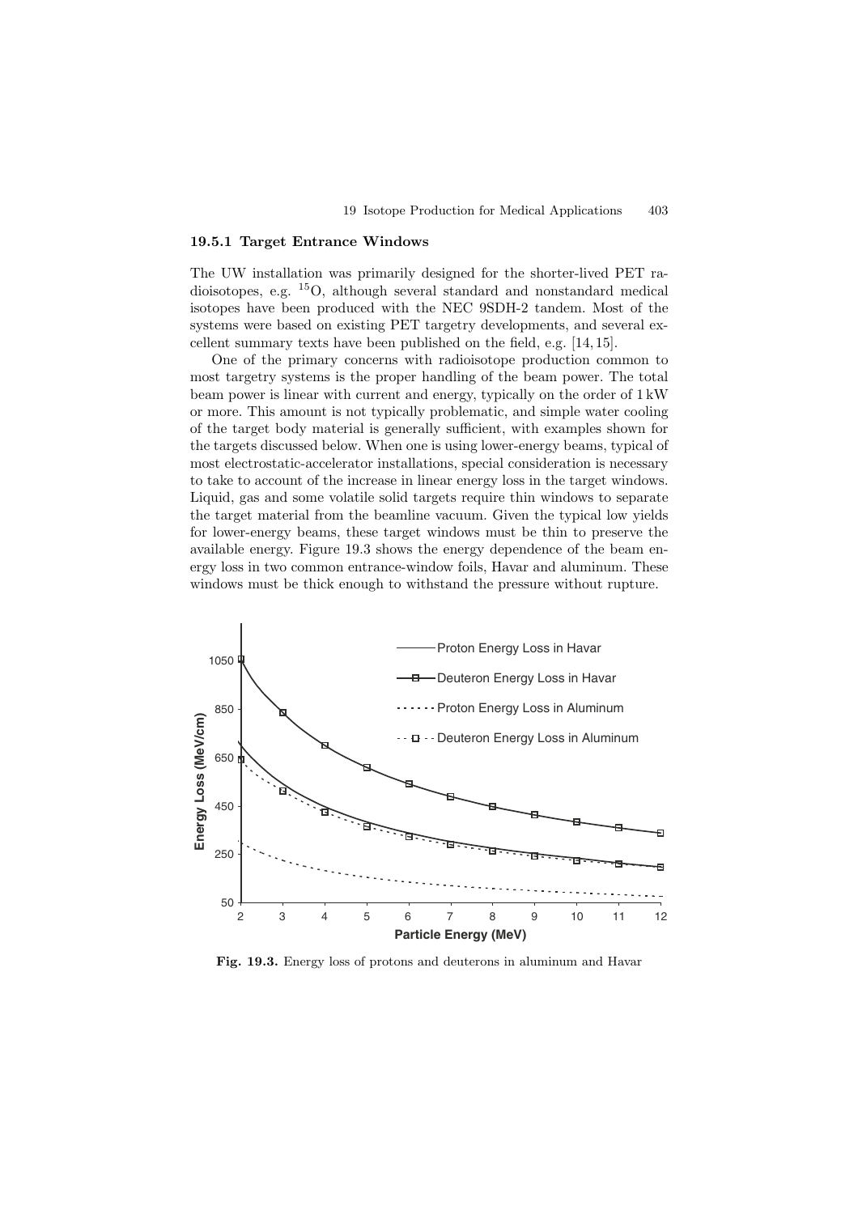### 19.5.1 Target Entrance Windows

The UW installation was primarily designed for the shorter-lived PET radioisotopes, e.g. $^{15}O$, although several standard and nonstandard medical isotopes have been produced with the NEC 9SDH-2 tandem. Most of the systems were based on existing PET targetry developments, and several excellent summary texts have been published on the field, e.g. [14, 15].

One of the primary concerns with radioisotope production common to most targetry systems is the proper handling of the beam power. The total beam power is linear with current and energy, typically on the order of 1 kW or more. This amount is not typically problematic, and simple water cooling of the target body material is generally sufficient, with examples shown for the targets discussed below. When one is using lower-energy beams, typical of most electrostatic-accelerator installations, special consideration is necessary to take to account of the increase in linear energy loss in the target windows. Liquid, gas and some volatile solid targets require thin windows to separate the target material from the beamline vacuum. Given the typical low yields for lower-energy beams, these target windows must be thin to preserve the available energy. Figure 19.3 shows the energy dependence of the beam energy loss in two common entrance-window foils, Havar and aluminum. These windows must be thick enough to withstand the pressure without rupture.

**Fig. 19.3.** Energy loss of protons and deuterons in aluminum and Havar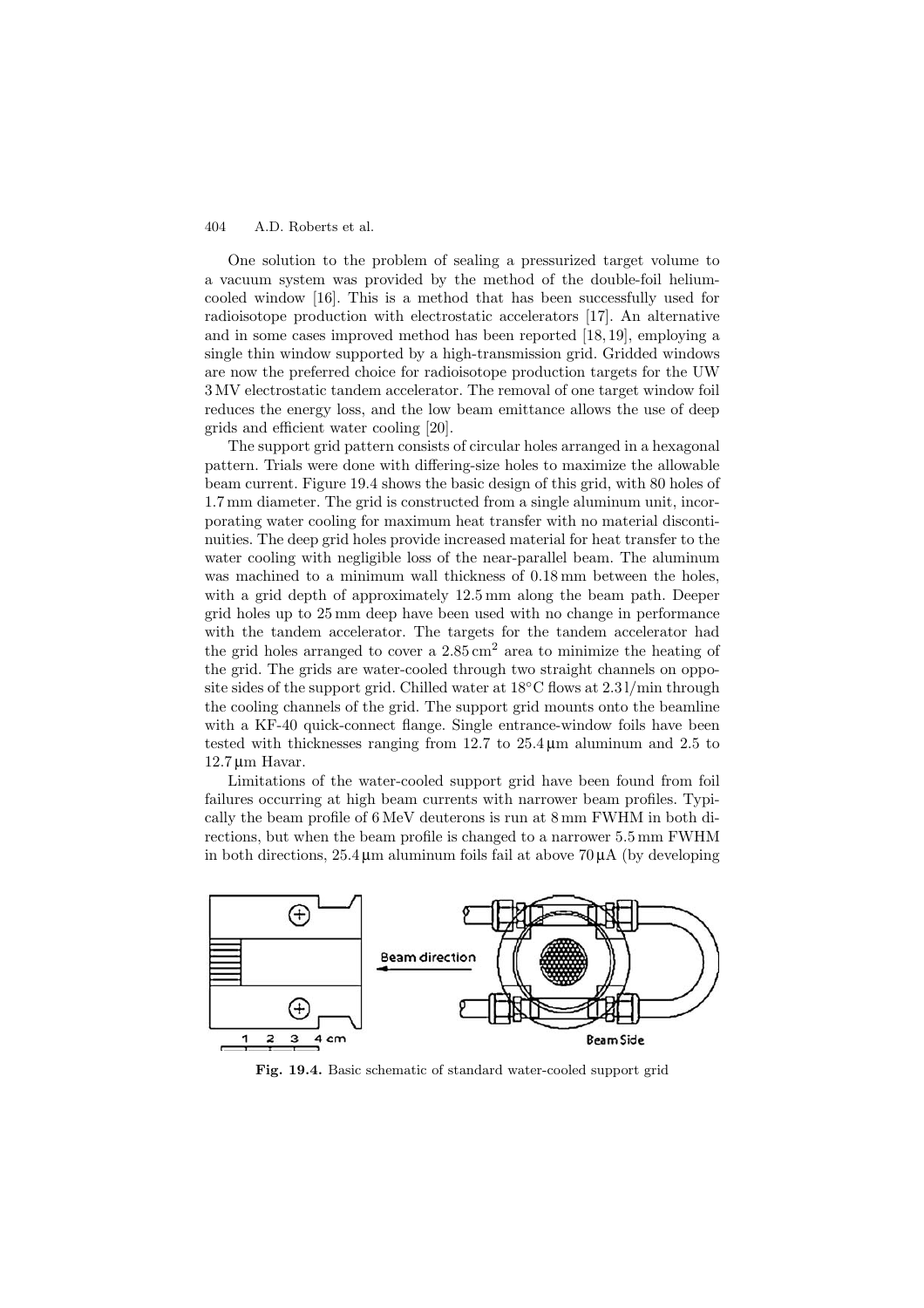One solution to the problem of sealing a pressurized target volume to a vacuum system was provided by the method of the double-foil helium-cooled window [16]. This is a method that has been successfully used for radioisotope production with electrostatic accelerators [17]. An alternative and in some cases improved method has been reported [18, 19], employing a single thin window supported by a high-transmission grid. Gridded windows are now the preferred choice for radioisotope production targets for the UW 3 MV electrostatic tandem accelerator. The removal of one target window foil reduces the energy loss, and the low beam emittance allows the use of deep grids and efficient water cooling [20].

The support grid pattern consists of circular holes arranged in a hexagonal pattern. Trials were done with differing-size holes to maximize the allowable beam current. Figure 19.4 shows the basic design of this grid, with 80 holes of 1.7 mm diameter. The grid is constructed from a single aluminum unit, incorporating water cooling for maximum heat transfer with no material discontinuities. The deep grid holes provide increased material for heat transfer to the water cooling with negligible loss of the near-parallel beam. The aluminum was machined to a minimum wall thickness of 0.18 mm between the holes, with a grid depth of approximately 12.5 mm along the beam path. Deeper grid holes up to 25 mm deep have been used with no change in performance with the tandem accelerator. The targets for the tandem accelerator had the grid holes arranged to cover a 2.85 $cm^2$ area to minimize the heating of the grid. The grids are water-cooled through two straight channels on opposite sides of the support grid. Chilled water at 18°C flows at 2.3 l/min through the cooling channels of the grid. The support grid mounts onto the beamline with a KF-40 quick-connect flange. Single entrance-window foils have been tested with thicknesses ranging from 12.7 to 25.4 μm aluminum and 2.5 to 12.7 μm Havar.

Limitations of the water-cooled support grid have been found from foil failures occurring at high beam currents with narrower beam profiles. Typically the beam profile of 6 MeV deuterons is run at 8 mm FWHM in both directions, but when the beam profile is changed to a narrower 5.5 mm FWHM in both directions, 25.4 μm aluminum foils fail at above 70 μA (by developing

**Fig. 19.4.** Basic schematic of standard water-cooled support grid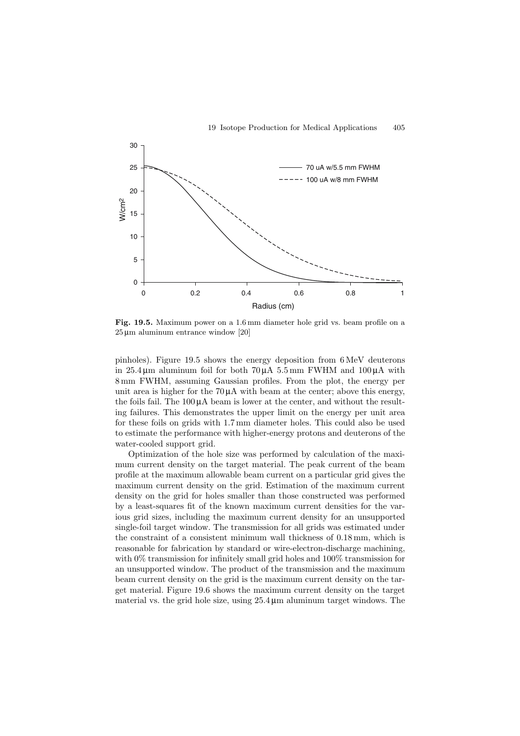**Fig. 19.5.** Maximum power on a 1.6 mm diameter hole grid vs. beam profile on a 25 μm aluminum entrance window [20]

pinholes). Figure 19.5 shows the energy deposition from 6 MeV deuterons in 25.4 μm aluminum foil for both 70 μA 5.5 mm FWHM and 100 μA with 8 mm FWHM, assuming Gaussian profiles. From the plot, the energy per unit area is higher for the 70 μA with beam at the center; above this energy, the foils fail. The 100 μA beam is lower at the center, and without the resulting failures. This demonstrates the upper limit on the energy per unit area for these foils on grids with 1.7 mm diameter holes. This could also be used to estimate the performance with higher-energy protons and deuterons of the water-cooled support grid.

Optimization of the hole size was performed by calculation of the maximum current density on the target material. The peak current of the beam profile at the maximum allowable beam current on a particular grid gives the maximum current density on the grid. Estimation of the maximum current density on the grid for holes smaller than those constructed was performed by a least-squares fit of the known maximum current densities for the various grid sizes, including the maximum current density for an unsupported single-foil target window. The transmission for all grids was estimated under the constraint of a consistent minimum wall thickness of 0.18 mm, which is reasonable for fabrication by standard or wire-electron-discharge machining, with 0% transmission for infinitely small grid holes and 100% transmission for an unsupported window. The product of the transmission and the maximum beam current density on the grid is the maximum current density on the target material. Figure 19.6 shows the maximum current density on the target material vs. the grid hole size, using 25.4 μm aluminum target windows. The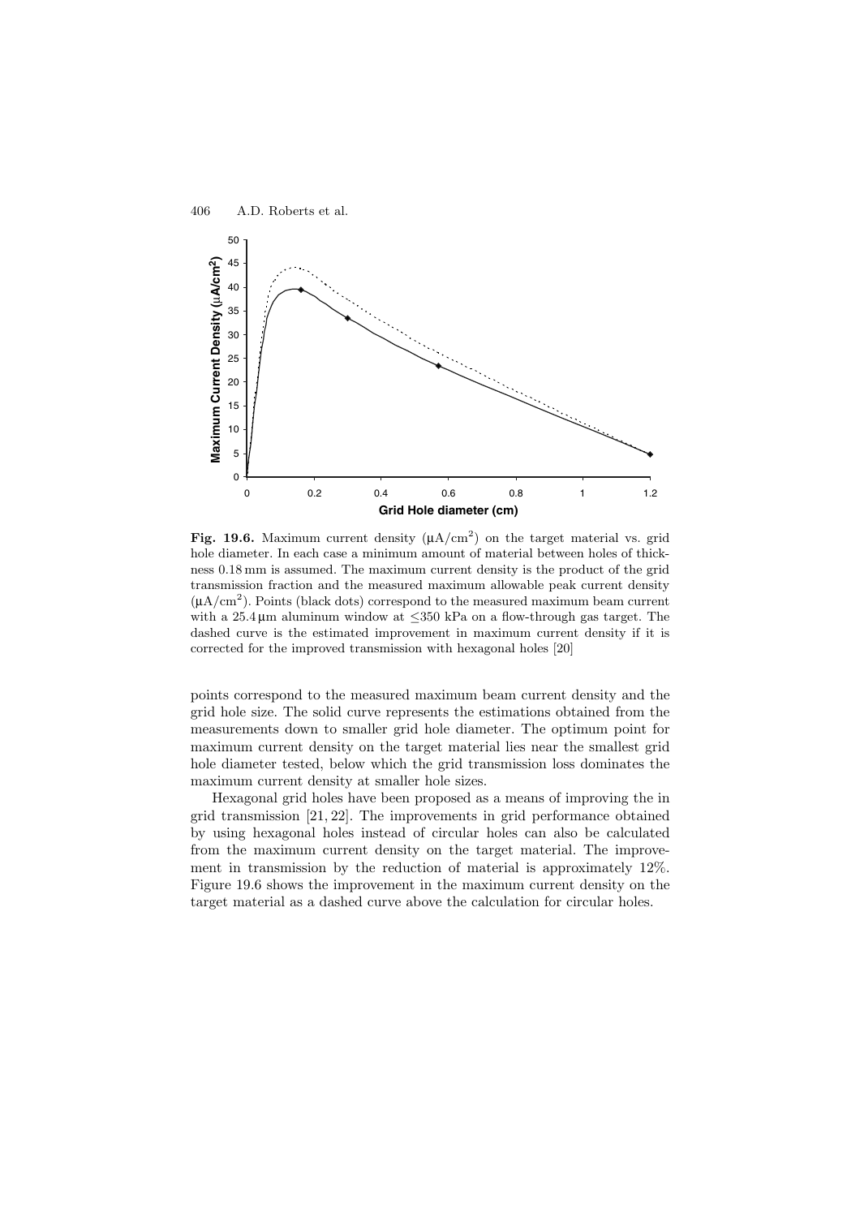Fig. 19.6. Maximum current density (μA/cm$^2$) on the target material vs. grid hole diameter. In each case a minimum amount of material between holes of thickness 0.18 mm is assumed. The maximum current density is the product of the grid transmission fraction and the measured maximum allowable peak current density (μA/cm$^2$). Points (black dots) correspond to the measured maximum beam current with a 25.4 μm aluminum window at ≤350 kPa on a flow-through gas target. The dashed curve is the estimated improvement in maximum current density if it is corrected for the improved transmission with hexagonal holes [20]

points correspond to the measured maximum beam current density and the grid hole size. The solid curve represents the estimations obtained from the measurements down to smaller grid hole diameter. The optimum point for maximum current density on the target material lies near the smallest grid hole diameter tested, below which the grid transmission loss dominates the maximum current density at smaller hole sizes.

Hexagonal grid holes have been proposed as a means of improving the in grid transmission [21, 22]. The improvements in grid performance obtained by using hexagonal holes instead of circular holes can also be calculated from the maximum current density on the target material. The improvement in transmission by the reduction of material is approximately 12%. Figure 19.6 shows the improvement in the maximum current density on the target material as a dashed curve above the calculation for circular holes.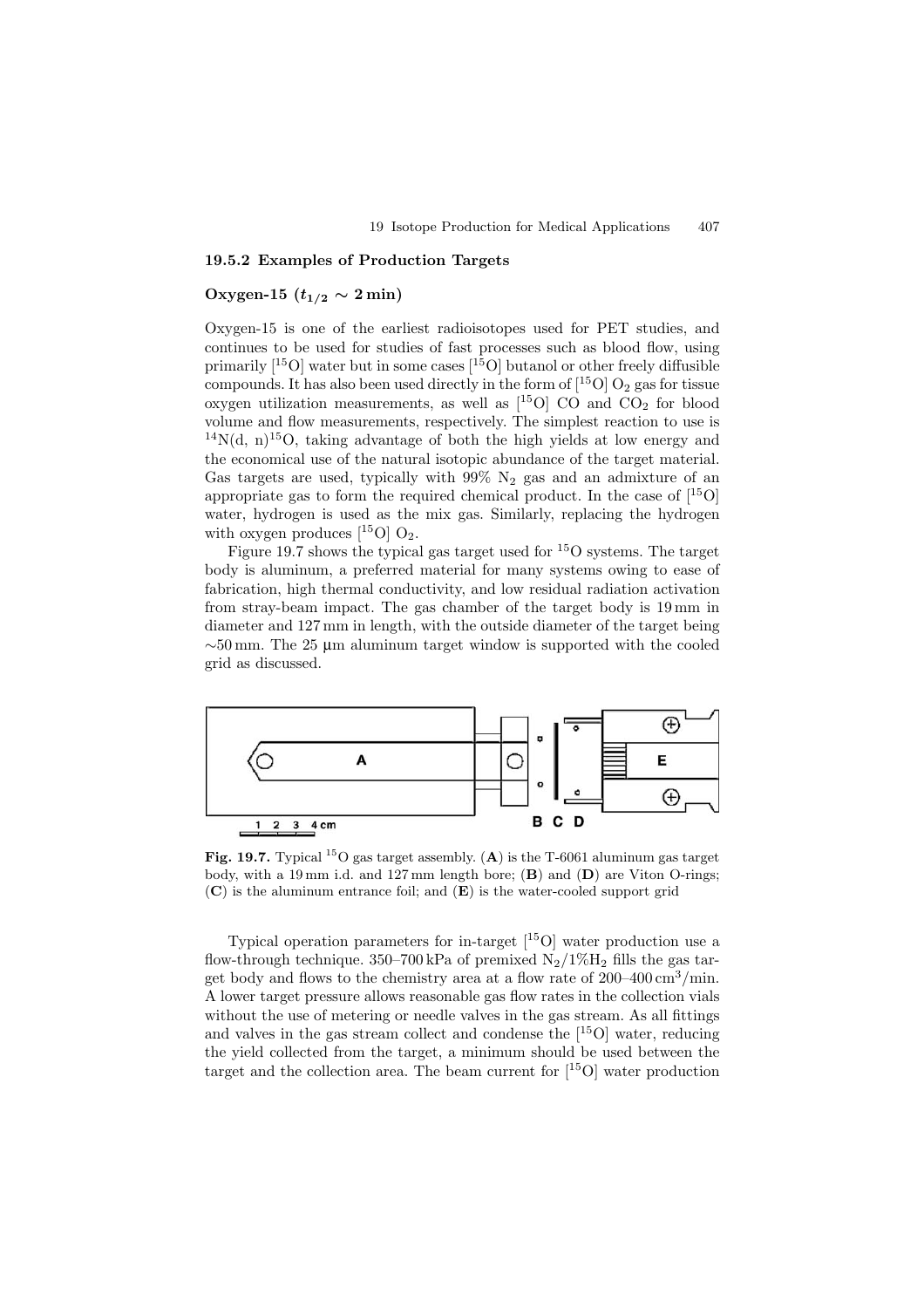### 19.5.2 Examples of Production Targets

#### Oxygen-15 ($t_{1/2} \sim 2$ min)

Oxygen-15 is one of the earliest radioisotopes used for PET studies, and continues to be used for studies of fast processes such as blood flow, using primarily [$^{15}$O] water but in some cases [$^{15}$O] butanol or other freely diffusible compounds. It has also been used directly in the form of [$^{15}$O] $O_2$ gas for tissue oxygen utilization measurements, as well as [$^{15}$O] CO and $CO_2$ for blood volume and flow measurements, respectively. The simplest reaction to use is $^{14}$N(d, n)$^{15}$O, taking advantage of both the high yields at low energy and the economical use of the natural isotopic abundance of the target material. Gas targets are used, typically with 99% $N_2$ gas and an admixture of an appropriate gas to form the required chemical product. In the case of [$^{15}$O] water, hydrogen is used as the mix gas. Similarly, replacing the hydrogen with oxygen produces [$^{15}$O] $O_2$.

Figure 19.7 shows the typical gas target used for $^{15}$O systems. The target body is aluminum, a preferred material for many systems owing to ease of fabrication, high thermal conductivity, and low residual radiation activation from stray-beam impact. The gas chamber of the target body is 19 mm in diameter and 127 mm in length, with the outside diameter of the target being ~50 mm. The 25 μm aluminum target window is supported with the cooled grid as discussed.

**Fig. 19.7.** Typical $^{15}$O gas target assembly. (**A**) is the T-6061 aluminum gas target body, with a 19 mm i.d. and 127 mm length bore; (**B**) and (**D**) are Viton O-rings; (**C**) is the aluminum entrance foil; and (**E**) is the water-cooled support grid

Typical operation parameters for in-target [$^{15}$O] water production use a flow-through technique. 350–700 kPa of premixed $N_2$/1%$H_2$ fills the gas target body and flows to the chemistry area at a flow rate of 200–400 cm$^3$/min. A lower target pressure allows reasonable gas flow rates in the collection vials without the use of metering or needle valves in the gas stream. As all fittings and valves in the gas stream collect and condense the [$^{15}$O] water, reducing the yield collected from the target, a minimum should be used between the target and the collection area. The beam current for [$^{15}$O] water production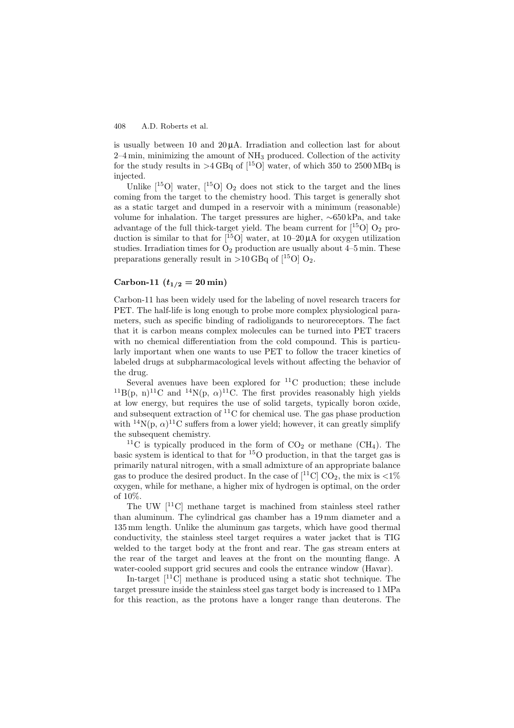is usually between 10 and 20 μA. Irradiation and collection last for about 2–4 min, minimizing the amount of $NH_3$ produced. Collection of the activity for the study results in >4 GBq of [$^{15}$O] water, of which 350 to 2500 MBq is injected.

Unlike [$^{15}$O] water, [$^{15}$O] $O_2$ does not stick to the target and the lines coming from the target to the chemistry hood. This target is generally shot as a static target and dumped in a reservoir with a minimum (reasonable) volume for inhalation. The target pressures are higher, ∼650 kPa, and take advantage of the full thick-target yield. The beam current for [$^{15}$O] $O_2$ production is similar to that for [$^{15}$O] water, at 10–20 μA for oxygen utilization studies. Irradiation times for $O_2$ production are usually about 4–5 min. These preparations generally result in >10 GBq of [$^{15}$O] $O_2$.

### Carbon-11 ($t_{1/2} = 20$ min)

Carbon-11 has been widely used for the labeling of novel research tracers for PET. The half-life is long enough to probe more complex physiological parameters, such as specific binding of radioligands to neuroreceptors. The fact that it is carbon means complex molecules can be turned into PET tracers with no chemical differentiation from the cold compound. This is particularly important when one wants to use PET to follow the tracer kinetics of labeled drugs at subpharmacological levels without affecting the behavior of the drug.

Several avenues have been explored for $^{11}$C production; these include $^{11}$B(p, n)$^{11}$C and $^{14}$N(p, $\alpha$)$^{11}$C. The first provides reasonably high yields at low energy, but requires the use of solid targets, typically boron oxide, and subsequent extraction of $^{11}$C for chemical use. The gas phase production with $^{14}$N(p, $\alpha$)$^{11}$C suffers from a lower yield; however, it can greatly simplify the subsequent chemistry.

$^{11}$C is typically produced in the form of $CO_2$ or methane ($CH_4$). The basic system is identical to that for $^{15}$O production, in that the target gas is primarily natural nitrogen, with a small admixture of an appropriate balance gas to produce the desired product. In the case of [$^{11}$C] $CO_2$, the mix is <1% oxygen, while for methane, a higher mix of hydrogen is optimal, on the order of 10%.

The UW [$^{11}$C] methane target is machined from stainless steel rather than aluminum. The cylindrical gas chamber has a 19 mm diameter and a 135 mm length. Unlike the aluminum gas targets, which have good thermal conductivity, the stainless steel target requires a water jacket that is TIG welded to the target body at the front and rear. The gas stream enters at the rear of the target and leaves at the front on the mounting flange. A water-cooled support grid secures and cools the entrance window (Havar).

In-target [$^{11}$C] methane is produced using a static shot technique. The target pressure inside the stainless steel gas target body is increased to 1 MPa for this reaction, as the protons have a longer range than deuterons. The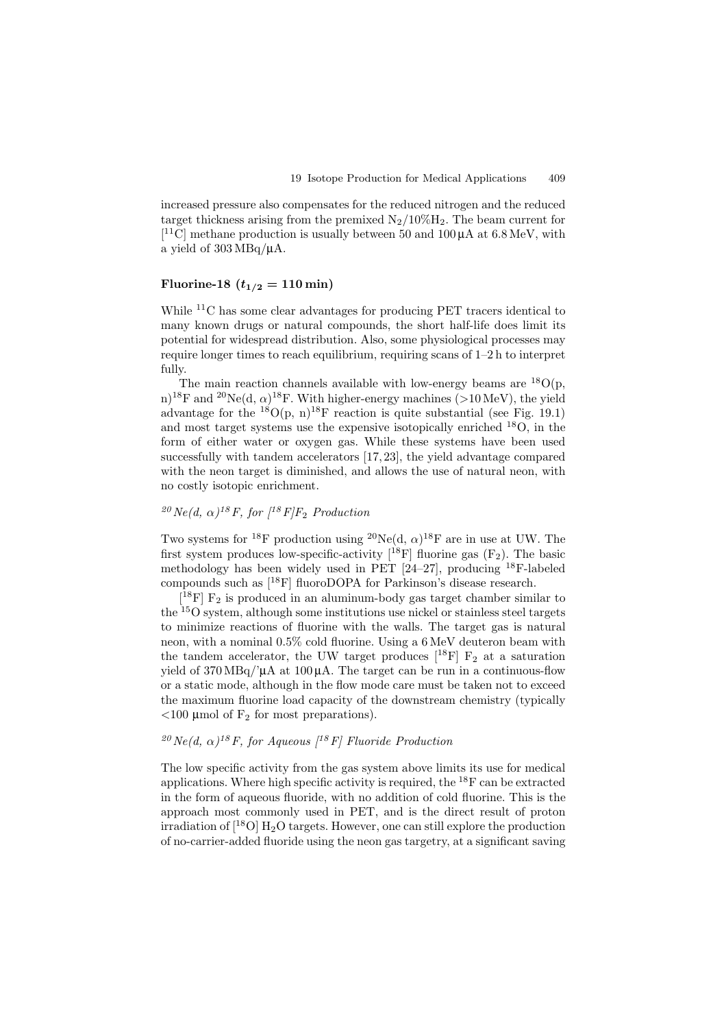increased pressure also compensates for the reduced nitrogen and the reduced target thickness arising from the premixed $N_2/10\%H_2$. The beam current for [$^{11}$C] methane production is usually between 50 and 100 μA at 6.8 MeV, with a yield of 303 MBq/μA.

### Fluorine-18 ($t_{1/2} = 110$ min)

While $^{11}$C has some clear advantages for producing PET tracers identical to many known drugs or natural compounds, the short half-life does limit its potential for widespread distribution. Also, some physiological processes may require longer times to reach equilibrium, requiring scans of 1–2 h to interpret fully.

The main reaction channels available with low-energy beams are $^{18}$O(p, n)$^{18}$F and $^{20}$Ne(d, α)$^{18}$F. With higher-energy machines (>10 MeV), the yield advantage for the $^{18}$O(p, n)$^{18}$F reaction is quite substantial (see Fig. 19.1) and most target systems use the expensive isotopically enriched $^{18}$O, in the form of either water or oxygen gas. While these systems have been used successfully with tandem accelerators [17,23], the yield advantage compared with the neon target is diminished, and allows the use of natural neon, with no costly isotopic enrichment.

#### *$^{20}$Ne(d, α)$^{18}$F, for [$^{18}$F]$F_2$ Production*

Two systems for $^{18}$F production using $^{20}$Ne(d, α)$^{18}$F are in use at UW. The first system produces low-specific-activity [$^{18}$F] fluorine gas ($F_2$). The basic methodology has been widely used in PET [24–27], producing $^{18}$F-labeled compounds such as [$^{18}$F] fluoroDOPA for Parkinson's disease research.

[$^{18}$F] $F_2$ is produced in an aluminum-body gas target chamber similar to the $^{15}$O system, although some institutions use nickel or stainless steel targets to minimize reactions of fluorine with the walls. The target gas is natural neon, with a nominal 0.5% cold fluorine. Using a 6 MeV deuteron beam with the tandem accelerator, the UW target produces [$^{18}$F] $F_2$ at a saturation yield of 370 MBq/'μA at 100 μA. The target can be run in a continuous-flow or a static mode, although in the flow mode care must be taken not to exceed the maximum fluorine load capacity of the downstream chemistry (typically <100 μmol of $F_2$ for most preparations).

#### *$^{20}$Ne(d, α)$^{18}$F, for Aqueous [$^{18}$F] Fluoride Production*

The low specific activity from the gas system above limits its use for medical applications. Where high specific activity is required, the $^{18}$F can be extracted in the form of aqueous fluoride, with no addition of cold fluorine. This is the approach most commonly used in PET, and is the direct result of proton irradiation of [$^{18}$O] $H_2O$ targets. However, one can still explore the production of no-carrier-added fluoride using the neon gas targetry, at a significant saving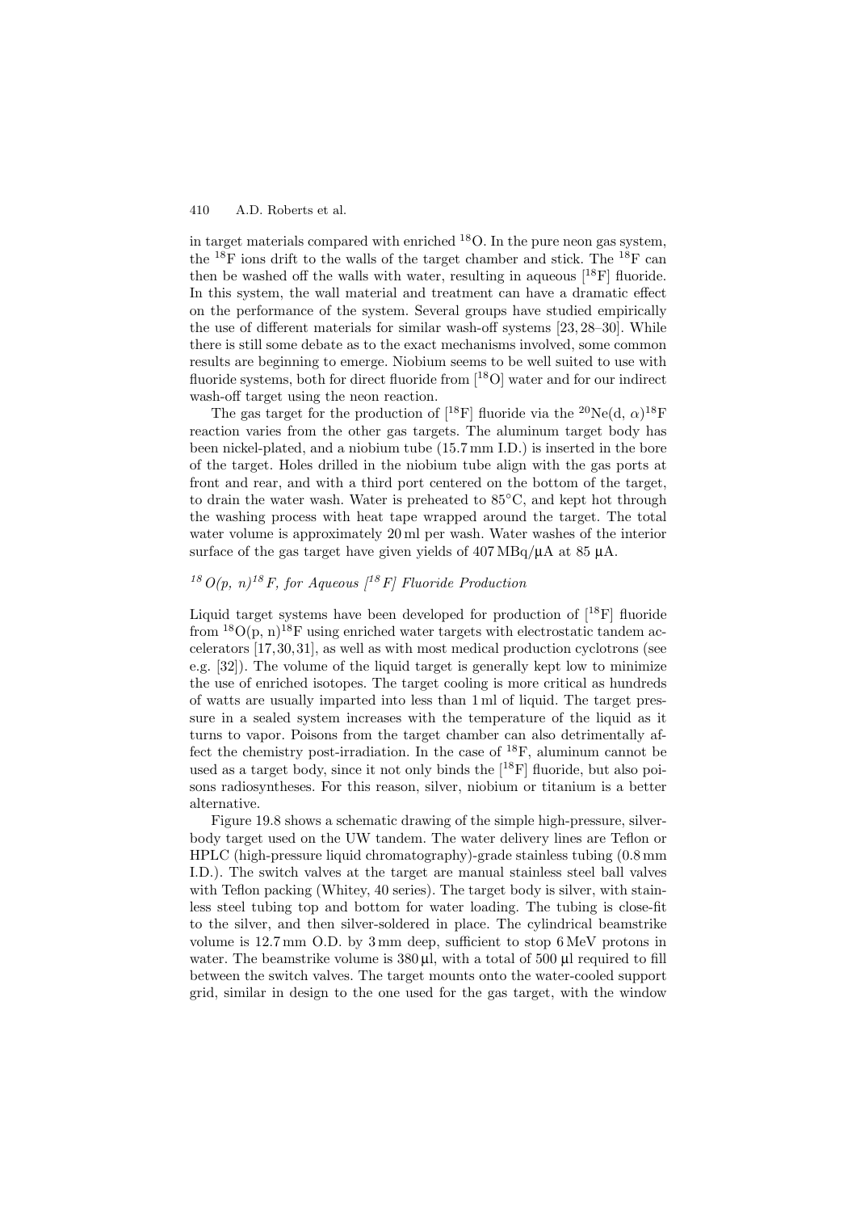in target materials compared with enriched $^{18}O$. In the pure neon gas system, the $^{18}F$ ions drift to the walls of the target chamber and stick. The $^{18}F$ can then be washed off the walls with water, resulting in aqueous [$^{18}F$] fluoride. In this system, the wall material and treatment can have a dramatic effect on the performance of the system. Several groups have studied empirically the use of different materials for similar wash-off systems [23, 28–30]. While there is still some debate as to the exact mechanisms involved, some common results are beginning to emerge. Niobium seems to be well suited to use with fluoride systems, both for direct fluoride from [$^{18}O$] water and for our indirect wash-off target using the neon reaction.

The gas target for the production of [$^{18}F$] fluoride via the $^{20}Ne(d, \alpha)^{18}F$ reaction varies from the other gas targets. The aluminum target body has been nickel-plated, and a niobium tube (15.7 mm I.D.) is inserted in the bore of the target. Holes drilled in the niobium tube align with the gas ports at front and rear, and with a third port centered on the bottom of the target, to drain the water wash. Water is preheated to 85°C, and kept hot through the washing process with heat tape wrapped around the target. The total water volume is approximately 20 ml per wash. Water washes of the interior surface of the gas target have given yields of 407 MBq/μA at 85 μA.

### *$^{18}O(p, n)^{18}F$, for Aqueous [$^{18}F$] Fluoride Production*

Liquid target systems have been developed for production of [$^{18}F$] fluoride from $^{18}O(p, n)^{18}F$ using enriched water targets with electrostatic tandem accelerators [17, 30, 31], as well as with most medical production cyclotrons (see e.g. [32]). The volume of the liquid target is generally kept low to minimize the use of enriched isotopes. The target cooling is more critical as hundreds of watts are usually imparted into less than 1 ml of liquid. The target pressure in a sealed system increases with the temperature of the liquid as it turns to vapor. Poisons from the target chamber can also detrimentally affect the chemistry post-irradiation. In the case of $^{18}F$, aluminum cannot be used as a target body, since it not only binds the [$^{18}F$] fluoride, but also poisons radiosyntheses. For this reason, silver, niobium or titanium is a better alternative.

Figure 19.8 shows a schematic drawing of the simple high-pressure, silver-body target used on the UW tandem. The water delivery lines are Teflon or HPLC (high-pressure liquid chromatography)-grade stainless tubing (0.8 mm I.D.). The switch valves at the target are manual stainless steel ball valves with Teflon packing (Whitey, 40 series). The target body is silver, with stainless steel tubing top and bottom for water loading. The tubing is close-fit to the silver, and then silver-soldered in place. The cylindrical beamstrike volume is 12.7 mm O.D. by 3 mm deep, sufficient to stop 6 MeV protons in water. The beamstrike volume is 380 μl, with a total of 500 μl required to fill between the switch valves. The target mounts onto the water-cooled support grid, similar in design to the one used for the gas target, with the window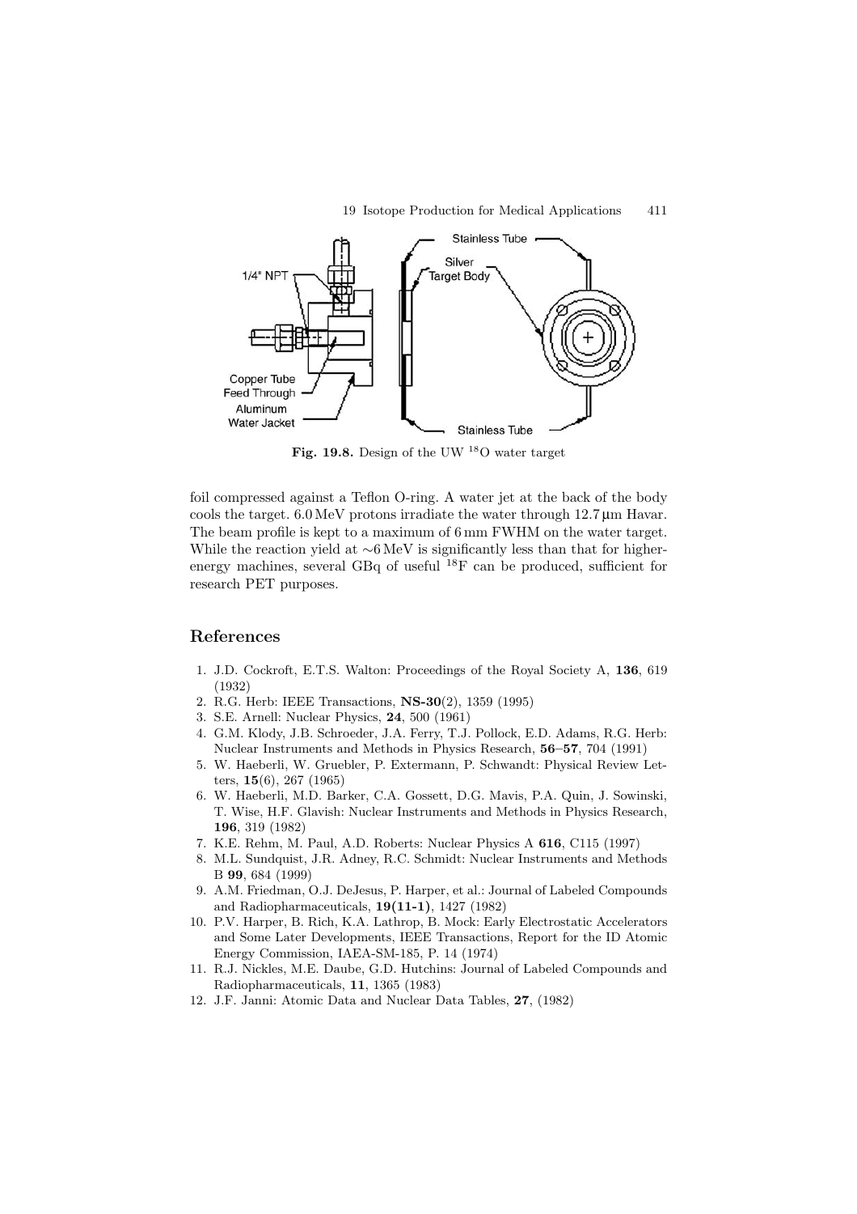Fig. 19.8. Design of the UW $^{18}$O water target

foil compressed against a Teflon O-ring. A water jet at the back of the body cools the target. 6.0 MeV protons irradiate the water through 12.7 μm Havar. The beam profile is kept to a maximum of 6 mm FWHM on the water target. While the reaction yield at ∼6 MeV is significantly less than that for higher-energy machines, several GBq of useful $^{18}$F can be produced, sufficient for research PET purposes.

## References

1. J.D. Cockroft, E.T.S. Walton: Proceedings of the Royal Society A, **136**, 619 (1932)
2. R.G. Herb: IEEE Transactions, **NS-30**(2), 1359 (1995)
3. S.E. Arnell: Nuclear Physics, **24**, 500 (1961)
4. G.M. Klody, J.B. Schroeder, J.A. Ferry, T.J. Pollock, E.D. Adams, R.G. Herb: Nuclear Instruments and Methods in Physics Research, **56–57**, 704 (1991)
5. W. Haeberli, W. Gruebler, P. Extermann, P. Schwandt: Physical Review Letters, **15**(6), 267 (1965)
6. W. Haeberli, M.D. Barker, C.A. Gossett, D.G. Mavis, P.A. Quin, J. Sowinski, T. Wise, H.F. Glavish: Nuclear Instruments and Methods in Physics Research, **196**, 319 (1982)
7. K.E. Rehm, M. Paul, A.D. Roberts: Nuclear Physics A **616**, C115 (1997)
8. M.L. Sundquist, J.R. Adney, R.C. Schmidt: Nuclear Instruments and Methods B **99**, 684 (1999)
9. A.M. Friedman, O.J. DeJesus, P. Harper, et al.: Journal of Labeled Compounds and Radiopharmaceuticals, **19(11-1)**, 1427 (1982)
10. P.V. Harper, B. Rich, K.A. Lathrop, B. Mock: Early Electrostatic Accelerators and Some Later Developments, IEEE Transactions, Report for the ID Atomic Energy Commission, IAEA-SM-185, P. 14 (1974)
11. R.J. Nickles, M.E. Daube, G.D. Hutchins: Journal of Labeled Compounds and Radiopharmaceuticals, **11**, 1365 (1983)
12. J.F. Janni: Atomic Data and Nuclear Data Tables, **27**, (1982)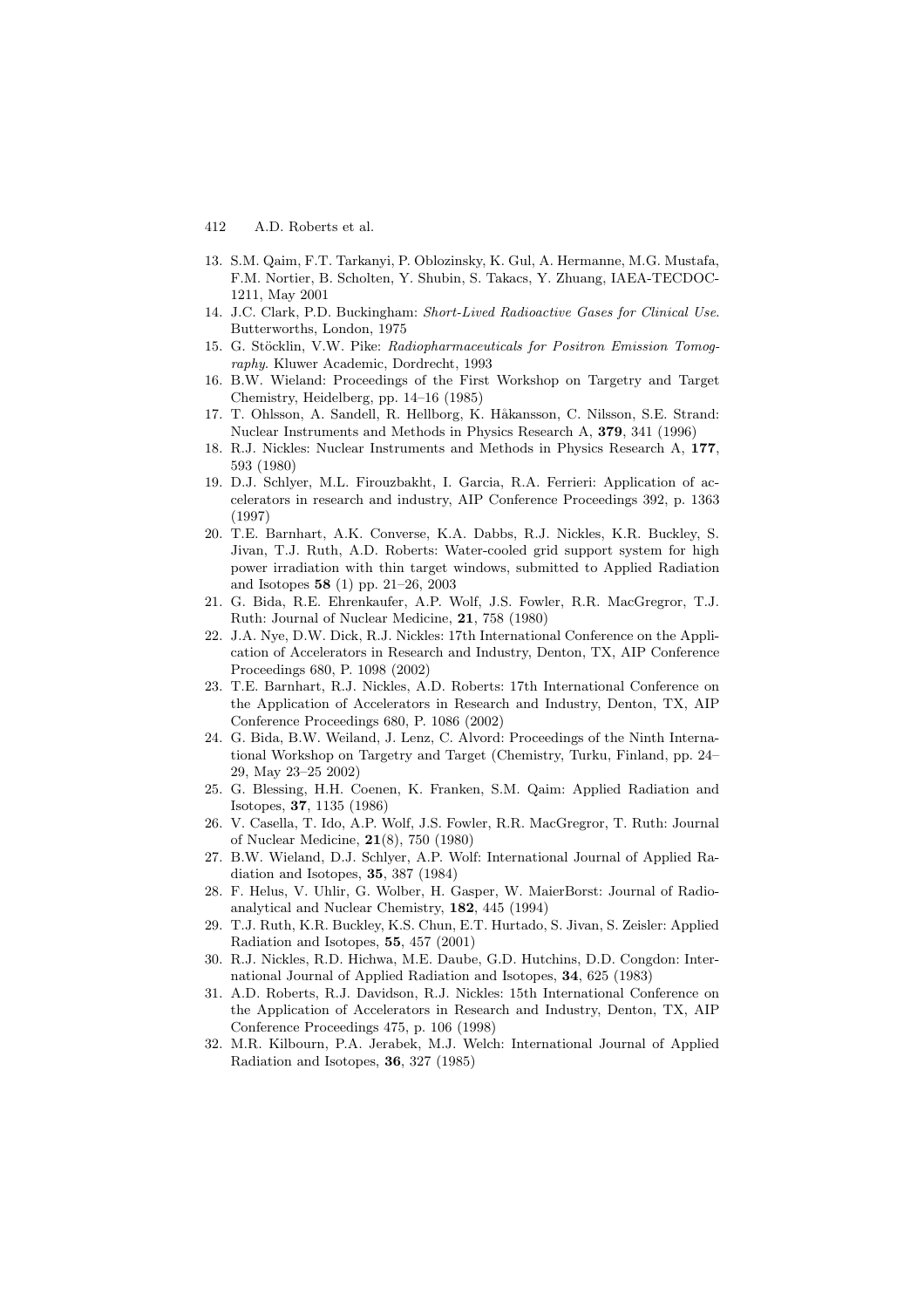13. S.M. Qaim, F.T. Tarkanyi, P. Oblozinsky, K. Gul, A. Hermanne, M.G. Mustafa, F.M. Nortier, B. Scholten, Y. Shubin, S. Takacs, Y. Zhuang, IAEA-TECDOC-1211, May 2001
14. J.C. Clark, P.D. Buckingham: *Short-Lived Radioactive Gases for Clinical Use*. Butterworths, London, 1975
15. G. Stöcklin, V.W. Pike: *Radiopharmaceuticals for Positron Emission Tomography*. Kluwer Academic, Dordrecht, 1993
16. B.W. Wieland: Proceedings of the First Workshop on Targetry and Target Chemistry, Heidelberg, pp. 14–16 (1985)
17. T. Ohlsson, A. Sandell, R. Hellborg, K. Håkansson, C. Nilsson, S.E. Strand: Nuclear Instruments and Methods in Physics Research A, **379**, 341 (1996)
18. R.J. Nickles: Nuclear Instruments and Methods in Physics Research A, **177**, 593 (1980)
19. D.J. Schlyer, M.L. Firouzbakht, I. Garcia, R.A. Ferrieri: Application of accelerators in research and industry, AIP Conference Proceedings 392, p. 1363 (1997)
20. T.E. Barnhart, A.K. Converse, K.A. Dabbs, R.J. Nickles, K.R. Buckley, S. Jivan, T.J. Ruth, A.D. Roberts: Water-cooled grid support system for high power irradiation with thin target windows, submitted to Applied Radiation and Isotopes **58** (1) pp. 21–26, 2003
21. G. Bida, R.E. Ehrenkaufer, A.P. Wolf, J.S. Fowler, R.R. MacGregror, T.J. Ruth: Journal of Nuclear Medicine, **21**, 758 (1980)
22. J.A. Nye, D.W. Dick, R.J. Nickles: 17th International Conference on the Application of Accelerators in Research and Industry, Denton, TX, AIP Conference Proceedings 680, P. 1098 (2002)
23. T.E. Barnhart, R.J. Nickles, A.D. Roberts: 17th International Conference on the Application of Accelerators in Research and Industry, Denton, TX, AIP Conference Proceedings 680, P. 1086 (2002)
24. G. Bida, B.W. Weiland, J. Lenz, C. Alvord: Proceedings of the Ninth International Workshop on Targetry and Target (Chemistry, Turku, Finland, pp. 24–29, May 23–25 2002)
25. G. Blessing, H.H. Coenen, K. Franken, S.M. Qaim: Applied Radiation and Isotopes, **37**, 1135 (1986)
26. V. Casella, T. Ido, A.P. Wolf, J.S. Fowler, R.R. MacGregror, T. Ruth: Journal of Nuclear Medicine, **21**(8), 750 (1980)
27. B.W. Wieland, D.J. Schlyer, A.P. Wolf: International Journal of Applied Radiation and Isotopes, **35**, 387 (1984)
28. F. Helus, V. Uhlir, G. Wolber, H. Gasper, W. MaierBorst: Journal of Radioanalytical and Nuclear Chemistry, **182**, 445 (1994)
29. T.J. Ruth, K.R. Buckley, K.S. Chun, E.T. Hurtado, S. Jivan, S. Zeisler: Applied Radiation and Isotopes, **55**, 457 (2001)
30. R.J. Nickles, R.D. Hichwa, M.E. Daube, G.D. Hutchins, D.D. Congdon: International Journal of Applied Radiation and Isotopes, **34**, 625 (1983)
31. A.D. Roberts, R.J. Davidson, R.J. Nickles: 15th International Conference on the Application of Accelerators in Research and Industry, Denton, TX, AIP Conference Proceedings 475, p. 106 (1998)
32. M.R. Kilbourn, P.A. Jerabek, M.J. Welch: International Journal of Applied Radiation and Isotopes, **36**, 327 (1985)